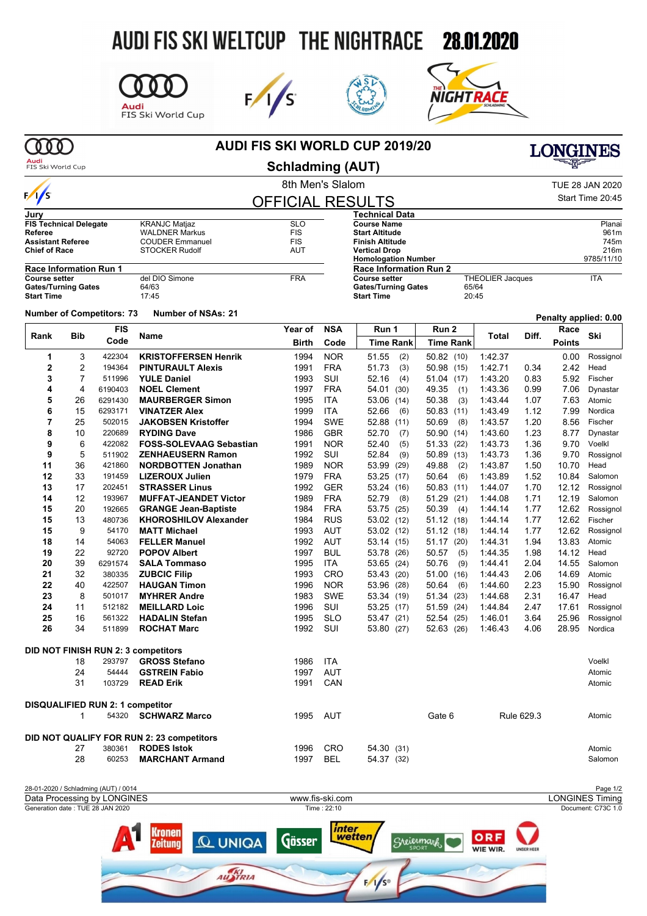# AUDI FIS SKI WELTCUP THE NIGHTRACE 28.01.2020

## AUDI FIS SKI WORLD CUP 2019/20

## Schladming (AUT)

8th Men's Slalom

TUE 28 JAN 2020

Start Time 20:45

## OFFICIAL RESULTS

| Jury | | |
|---|---|---|
| FIS Technical Delegate | KRANJC Matjaz | SLO |
| Referee | WALDNER Markus | FIS |
| Assistant Referee | COUDER Emmanuel | FIS |
| Chief of Race | STOCKER Rudolf | AUT |

| Technical Data | |
|---|---|
| Course Name | Planai |
| Start Altitude | 961m |
| Finish Altitude | 745m |
| Vertical Drop | 216m |
| Homologation Number | 9785/11/10 |

| Race Information Run 1 | | |
|---|---|---|
| Course setter | del DIO Simone | FRA |
| Gates/Turning Gates | 64/63 | |
| Start Time | 17:45 | |

| Race Information Run 2 | | |
|---|---|---|
| Course setter | THEOLIER Jacques | ITA |
| Gates/Turning Gates | 65/64 | |
| Start Time | 20:45 | |

**Number of Competitors: 73** **Number of NSAs: 21**

**Penalty applied: 0.00**

| Rank | Bib | FIS Code | Name | Year of Birth | NSA Code | Run 1 Time | Run 1 Rank | Run 2 Time | Run 2 Rank | Total | Diff. | Race Points | Ski |
|---|---|---|---|---|---|---|---|---|---|---|---|---|---|
| 1 | 3 | 422304 | **KRISTOFFERSEN Henrik** | 1994 | NOR | 51.55 | (2) | 50.82 | (10) | 1:42.37 | | 0.00 | Rossignol |
| 2 | 2 | 194364 | **PINTURAULT Alexis** | 1991 | FRA | 51.73 | (3) | 50.98 | (15) | 1:42.71 | 0.34 | 2.42 | Head |
| 3 | 7 | 511996 | **YULE Daniel** | 1993 | SUI | 52.16 | (4) | 51.04 | (17) | 1:43.20 | 0.83 | 5.92 | Fischer |
| 4 | 4 | 6190403 | **NOEL Clement** | 1997 | FRA | 54.01 | (30) | 49.35 | (1) | 1:43.36 | 0.99 | 7.06 | Dynastar |
| 5 | 26 | 6291430 | **MAURBERGER Simon** | 1995 | ITA | 53.06 | (14) | 50.38 | (3) | 1:43.44 | 1.07 | 7.63 | Atomic |
| 6 | 15 | 6293171 | **VINATZER Alex** | 1999 | ITA | 52.66 | (6) | 50.83 | (11) | 1:43.49 | 1.12 | 7.99 | Nordica |
| 7 | 25 | 502015 | **JAKOBSEN Kristoffer** | 1994 | SWE | 52.88 | (11) | 50.69 | (8) | 1:43.57 | 1.20 | 8.56 | Fischer |
| 8 | 10 | 220689 | **RYDING Dave** | 1986 | GBR | 52.70 | (7) | 50.90 | (14) | 1:43.60 | 1.23 | 8.77 | Dynastar |
| 9 | 6 | 422082 | **FOSS-SOLEVAAG Sebastian** | 1991 | NOR | 52.40 | (5) | 51.33 | (22) | 1:43.73 | 1.36 | 9.70 | Voelkl |
| 9 | 5 | 511902 | **ZENHAEUSERN Ramon** | 1992 | SUI | 52.84 | (9) | 50.89 | (13) | 1:43.73 | 1.36 | 9.70 | Rossignol |
| 11 | 36 | 421860 | **NORDBOTTEN Jonathan** | 1989 | NOR | 53.99 | (29) | 49.88 | (2) | 1:43.87 | 1.50 | 10.70 | Head |
| 12 | 33 | 191459 | **LIZEROUX Julien** | 1979 | FRA | 53.25 | (17) | 50.64 | (6) | 1:43.89 | 1.52 | 10.84 | Salomon |
| 13 | 17 | 202451 | **STRASSER Linus** | 1992 | GER | 53.24 | (16) | 50.83 | (11) | 1:44.07 | 1.70 | 12.12 | Rossignol |
| 14 | 12 | 193967 | **MUFFAT-JEANDET Victor** | 1989 | FRA | 52.79 | (8) | 51.29 | (21) | 1:44.08 | 1.71 | 12.19 | Salomon |
| 15 | 20 | 192665 | **GRANGE Jean-Baptiste** | 1984 | FRA | 53.75 | (25) | 50.39 | (4) | 1:44.14 | 1.77 | 12.62 | Rossignol |
| 15 | 13 | 480736 | **KHOROSHILOV Alexander** | 1984 | RUS | 53.02 | (12) | 51.12 | (18) | 1:44.14 | 1.77 | 12.62 | Fischer |
| 15 | 9 | 54170 | **MATT Michael** | 1993 | AUT | 53.02 | (12) | 51.12 | (18) | 1:44.14 | 1.77 | 12.62 | Rossignol |
| 18 | 14 | 54063 | **FELLER Manuel** | 1992 | AUT | 53.14 | (15) | 51.17 | (20) | 1:44.31 | 1.94 | 13.83 | Atomic |
| 19 | 22 | 92720 | **POPOV Albert** | 1997 | BUL | 53.78 | (26) | 50.57 | (5) | 1:44.35 | 1.98 | 14.12 | Head |
| 20 | 39 | 6291574 | **SALA Tommaso** | 1995 | ITA | 53.65 | (24) | 50.76 | (9) | 1:44.41 | 2.04 | 14.55 | Salomon |
| 21 | 32 | 380335 | **ZUBCIC Filip** | 1993 | CRO | 53.43 | (20) | 51.00 | (16) | 1:44.43 | 2.06 | 14.69 | Atomic |
| 22 | 40 | 422507 | **HAUGAN Timon** | 1996 | NOR | 53.96 | (28) | 50.64 | (6) | 1:44.60 | 2.23 | 15.90 | Rossignol |
| 23 | 8 | 501017 | **MYHRER Andre** | 1983 | SWE | 53.34 | (19) | 51.34 | (23) | 1:44.68 | 2.31 | 16.47 | Head |
| 24 | 11 | 512182 | **MEILLARD Loic** | 1996 | SUI | 53.25 | (17) | 51.59 | (24) | 1:44.84 | 2.47 | 17.61 | Rossignol |
| 25 | 16 | 561322 | **HADALIN Stefan** | 1995 | SLO | 53.47 | (21) | 52.54 | (25) | 1:46.01 | 3.64 | 25.96 | Rossignol |
| 26 | 34 | 511899 | **ROCHAT Marc** | 1992 | SUI | 53.80 | (27) | 52.63 | (26) | 1:46.43 | 4.06 | 28.95 | Nordica |

**DID NOT FINISH RUN 2: 3 competitors**

| Bib | FIS Code | Name | Year of Birth | NSA Code | Ski |
|---|---|---|---|---|---|
| 18 | 293797 | **GROSS Stefano** | 1986 | ITA | Voelkl |
| 24 | 54444 | **GSTREIN Fabio** | 1997 | AUT | Atomic |
| 31 | 103729 | **READ Erik** | 1991 | CAN | Atomic |

**DISQUALIFIED RUN 2: 1 competitor**

| Bib | FIS Code | Name | Year of Birth | NSA Code | Gate | Rule | Ski |
|---|---|---|---|---|---|---|---|
| 1 | 54320 | **SCHWARZ Marco** | 1995 | AUT | Gate 6 | Rule 629.3 | Atomic |

**DID NOT QUALIFY FOR RUN 2: 23 competitors**

| Bib | FIS Code | Name | Year of Birth | NSA Code | Run 1 Time | Run 1 Rank | Ski |
|---|---|---|---|---|---|---|---|
| 27 | 380361 | **RODES Istok** | 1996 | CRO | 54.30 | (31) | Atomic |
| 28 | 60253 | **MARCHANT Armand** | 1997 | BEL | 54.37 | (32) | Salomon |

28-01-2020 / Schladming (AUT) / 0014

Data Processing by LONGINES — www.fis-ski.com — LONGINES Timing

Generation date : TUE 28 JAN 2020 — Time : 22:10 — Document: C73C 1.0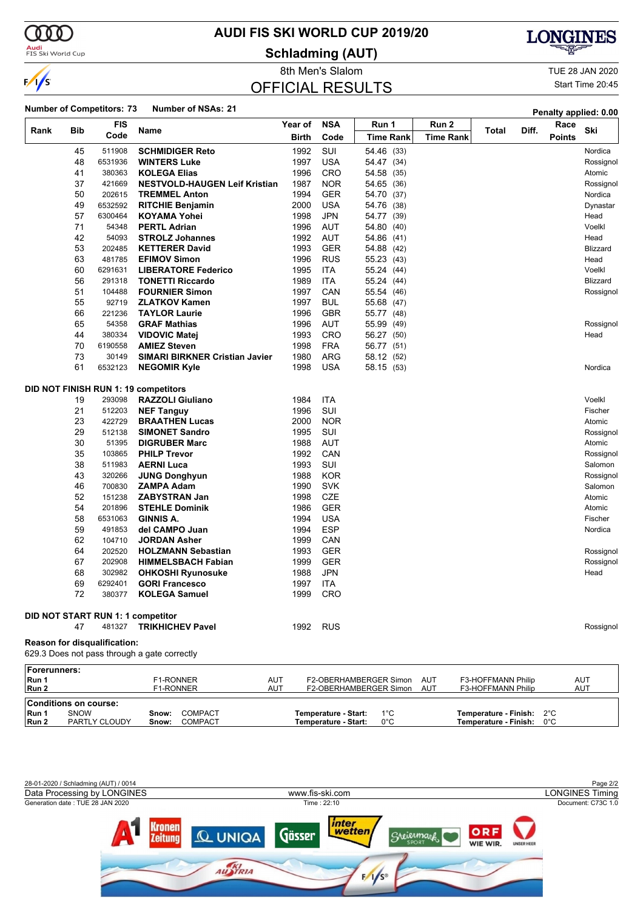# AUDI FIS SKI WORLD CUP 2019/20

## Schladming (AUT)

8th Men's Slalom

TUE 28 JAN 2020

Start Time 20:45

## OFFICIAL RESULTS

**Number of Competitors: 73** **Number of NSAs: 21** **Penalty applied: 0.00**

| Rank | Bib | FIS Code | Name | Year of Birth | NSA Code | Run 1 Time Rank | Run 2 Time Rank | Total | Diff. | Race Points | Ski |
|---|---|---|---|---|---|---|---|---|---|---|---|
| | 45 | 511908 | **SCHMIDIGER Reto** | 1992 | SUI | 54.46 (33) | | | | | Nordica |
| | 48 | 6531936 | **WINTERS Luke** | 1997 | USA | 54.47 (34) | | | | | Rossignol |
| | 41 | 380363 | **KOLEGA Elias** | 1996 | CRO | 54.58 (35) | | | | | Atomic |
| | 37 | 421669 | **NESTVOLD-HAUGEN Leif Kristian** | 1987 | NOR | 54.65 (36) | | | | | Rossignol |
| | 50 | 202615 | **TREMMEL Anton** | 1994 | GER | 54.70 (37) | | | | | Nordica |
| | 49 | 6532592 | **RITCHIE Benjamin** | 2000 | USA | 54.76 (38) | | | | | Dynastar |
| | 57 | 6300464 | **KOYAMA Yohei** | 1998 | JPN | 54.77 (39) | | | | | Head |
| | 71 | 54348 | **PERTL Adrian** | 1996 | AUT | 54.80 (40) | | | | | Voelkl |
| | 42 | 54093 | **STROLZ Johannes** | 1992 | AUT | 54.86 (41) | | | | | Head |
| | 53 | 202485 | **KETTERER David** | 1993 | GER | 54.88 (42) | | | | | Blizzard |
| | 63 | 481785 | **EFIMOV Simon** | 1996 | RUS | 55.23 (43) | | | | | Head |
| | 60 | 6291631 | **LIBERATORE Federico** | 1995 | ITA | 55.24 (44) | | | | | Voelkl |
| | 56 | 291318 | **TONETTI Riccardo** | 1989 | ITA | 55.24 (44) | | | | | Blizzard |
| | 51 | 104488 | **FOURNIER Simon** | 1997 | CAN | 55.54 (46) | | | | | Rossignol |
| | 55 | 92719 | **ZLATKOV Kamen** | 1997 | BUL | 55.68 (47) | | | | | |
| | 66 | 221236 | **TAYLOR Laurie** | 1996 | GBR | 55.77 (48) | | | | | |
| | 65 | 54358 | **GRAF Mathias** | 1996 | AUT | 55.99 (49) | | | | | Rossignol |
| | 44 | 380334 | **VIDOVIC Matej** | 1993 | CRO | 56.27 (50) | | | | | Head |
| | 70 | 6190558 | **AMIEZ Steven** | 1998 | FRA | 56.77 (51) | | | | | |
| | 73 | 30149 | **SIMARI BIRKNER Cristian Javier** | 1980 | ARG | 58.12 (52) | | | | | |
| | 61 | 6532123 | **NEGOMIR Kyle** | 1998 | USA | 58.15 (53) | | | | | Nordica |
| **DID NOT FINISH RUN 1: 19 competitors** | | | | | | | | | | | |
| | 19 | 293098 | **RAZZOLI Giuliano** | 1984 | ITA | | | | | | Voelkl |
| | 21 | 512203 | **NEF Tanguy** | 1996 | SUI | | | | | | Fischer |
| | 23 | 422729 | **BRAATHEN Lucas** | 2000 | NOR | | | | | | Atomic |
| | 29 | 512138 | **SIMONET Sandro** | 1995 | SUI | | | | | | Rossignol |
| | 30 | 51395 | **DIGRUBER Marc** | 1988 | AUT | | | | | | Atomic |
| | 35 | 103865 | **PHILP Trevor** | 1992 | CAN | | | | | | Rossignol |
| | 38 | 511983 | **AERNI Luca** | 1993 | SUI | | | | | | Salomon |
| | 43 | 320266 | **JUNG Donghyun** | 1988 | KOR | | | | | | Rossignol |
| | 46 | 700830 | **ZAMPA Adam** | 1990 | SVK | | | | | | Salomon |
| | 52 | 151238 | **ZABYSTRAN Jan** | 1998 | CZE | | | | | | Atomic |
| | 54 | 201896 | **STEHLE Dominik** | 1986 | GER | | | | | | Atomic |
| | 58 | 6531063 | **GINNIS A.** | 1994 | USA | | | | | | Fischer |
| | 59 | 491853 | **del CAMPO Juan** | 1994 | ESP | | | | | | Nordica |
| | 62 | 104710 | **JORDAN Asher** | 1999 | CAN | | | | | | |
| | 64 | 202520 | **HOLZMANN Sebastian** | 1993 | GER | | | | | | Rossignol |
| | 67 | 202908 | **HIMMELSBACH Fabian** | 1999 | GER | | | | | | Rossignol |
| | 68 | 302982 | **OHKOSHI Ryunosuke** | 1988 | JPN | | | | | | Head |
| | 69 | 6292401 | **GORI Francesco** | 1997 | ITA | | | | | | |
| | 72 | 380377 | **KOLEGA Samuel** | 1999 | CRO | | | | | | |
| **DID NOT START RUN 1: 1 competitor** | | | | | | | | | | | |
| | 47 | 481327 | **TRIKHICHEV Pavel** | 1992 | RUS | | | | | | Rossignol |

**Reason for disqualification:**
629.3 Does not pass through a gate correctly

| **Forerunners:** | | | | | | |
|---|---|---|---|---|---|---|
| **Run 1** | F1-RONNER | AUT | F2-OBERHAMBERGER Simon | AUT | F3-HOFFMANN Philip | AUT |
| **Run 2** | F1-RONNER | AUT | F2-OBERHAMBERGER Simon | AUT | F3-HOFFMANN Philip | AUT |

| **Conditions on course:** | | | | |
|---|---|---|---|---|
| **Run 1** | SNOW | **Snow:** COMPACT | **Temperature - Start:** 1°C | **Temperature - Finish:** 2°C |
| **Run 2** | PARTLY CLOUDY | **Snow:** COMPACT | **Temperature - Start:** 0°C | **Temperature - Finish:** 0°C |

28-01-2020 / Schladming (AUT) / 0014

Data Processing by LONGINES — www.fis-ski.com — LONGINES Timing

Generation date : TUE 28 JAN 2020 — Time : 22:10 — Document: C73C 1.0